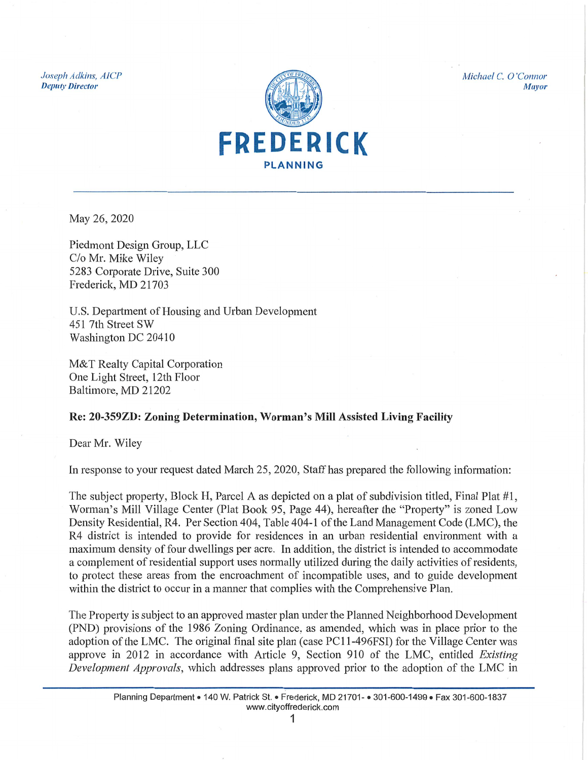*Joseph Adkins, AICP*
***Deputy Director***

**FREDERICK**
**PLANNING**

*Michael C. O'Connor*
***Mayor***

May 26, 2020

Piedmont Design Group, LLC
C/o Mr. Mike Wiley
5283 Corporate Drive, Suite 300
Frederick, MD 21703

U.S. Department of Housing and Urban Development
451 7th Street SW
Washington DC 20410

M&T Realty Capital Corporation
One Light Street, 12th Floor
Baltimore, MD 21202

**Re: 20-359ZD: Zoning Determination, Worman's Mill Assisted Living Facility**

Dear Mr. Wiley

In response to your request dated March 25, 2020, Staff has prepared the following information:

The subject property, Block H, Parcel A as depicted on a plat of subdivision titled, Final Plat #1, Worman's Mill Village Center (Plat Book 95, Page 44), hereafter the "Property" is zoned Low Density Residential, R4. Per Section 404, Table 404-1 of the Land Management Code (LMC), the R4 district is intended to provide for residences in an urban residential environment with a maximum density of four dwellings per acre. In addition, the district is intended to accommodate a complement of residential support uses normally utilized during the daily activities of residents, to protect these areas from the encroachment of incompatible uses, and to guide development within the district to occur in a manner that complies with the Comprehensive Plan.

The Property is subject to an approved master plan under the Planned Neighborhood Development (PND) provisions of the 1986 Zoning Ordinance, as amended, which was in place prior to the adoption of the LMC. The original final site plan (case PC11-496FSI) for the Village Center was approve in 2012 in accordance with Article 9, Section 910 of the LMC, entitled *Existing Development Approvals*, which addresses plans approved prior to the adoption of the LMC in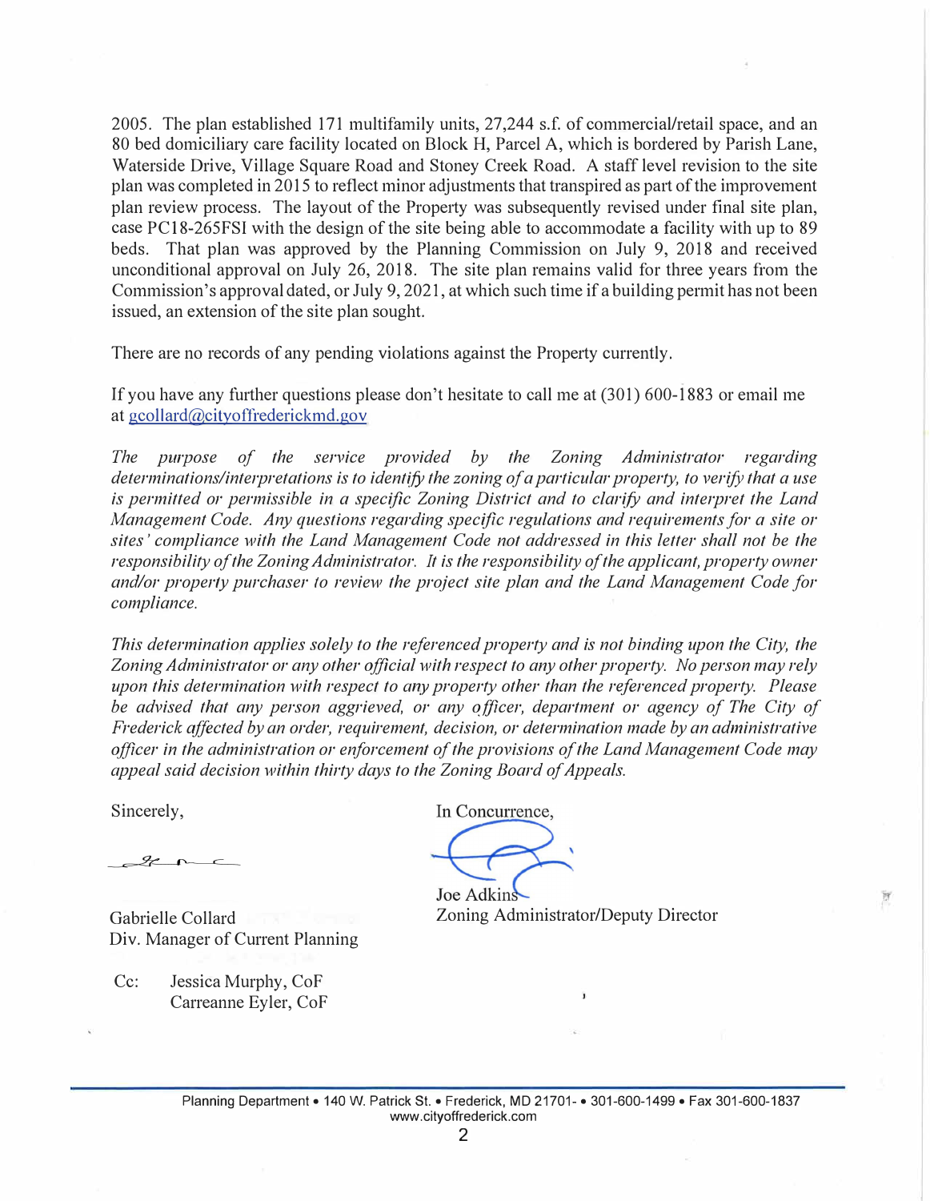2005. The plan established 171 multifamily units, 27,244 s.f. of commercial/retail space, and an 80 bed domiciliary care facility located on Block H, Parcel A, which is bordered by Parish Lane, Waterside Drive, Village Square Road and Stoney Creek Road. A staff level revision to the site plan was completed in 2015 to reflect minor adjustments that transpired as part of the improvement plan review process. The layout of the Property was subsequently revised under final site plan, case PC18-265FSI with the design of the site being able to accommodate a facility with up to 89 beds. That plan was approved by the Planning Commission on July 9, 2018 and received unconditional approval on July 26, 2018. The site plan remains valid for three years from the Commission's approval dated, or July 9, 2021, at which such time if a building permit has not been issued, an extension of the site plan sought.

There are no records of any pending violations against the Property currently.

If you have any further questions please don't hesitate to call me at (301) 600-1883 or email me at gcollard@cityoffrederickmd.gov

*The purpose of the service provided by the Zoning Administrator regarding determinations/interpretations is to identify the zoning of a particular property, to verify that a use is permitted or permissible in a specific Zoning District and to clarify and interpret the Land Management Code. Any questions regarding specific regulations and requirements for a site or sites' compliance with the Land Management Code not addressed in this letter shall not be the responsibility of the Zoning Administrator. It is the responsibility of the applicant, property owner and/or property purchaser to review the project site plan and the Land Management Code for compliance.*

*This determination applies solely to the referenced property and is not binding upon the City, the Zoning Administrator or any other official with respect to any other property. No person may rely upon this determination with respect to any property other than the referenced property. Please be advised that any person aggrieved, or any officer, department or agency of The City of Frederick affected by an order, requirement, decision, or determination made by an administrative officer in the administration or enforcement of the provisions of the Land Management Code may appeal said decision within thirty days to the Zoning Board of Appeals.*

Sincerely,

Gabrielle Collard
Div. Manager of Current Planning

In Concurrence,

Joe Adkins
Zoning Administrator/Deputy Director

Cc: Jessica Murphy, CoF
Carreanne Eyler, CoF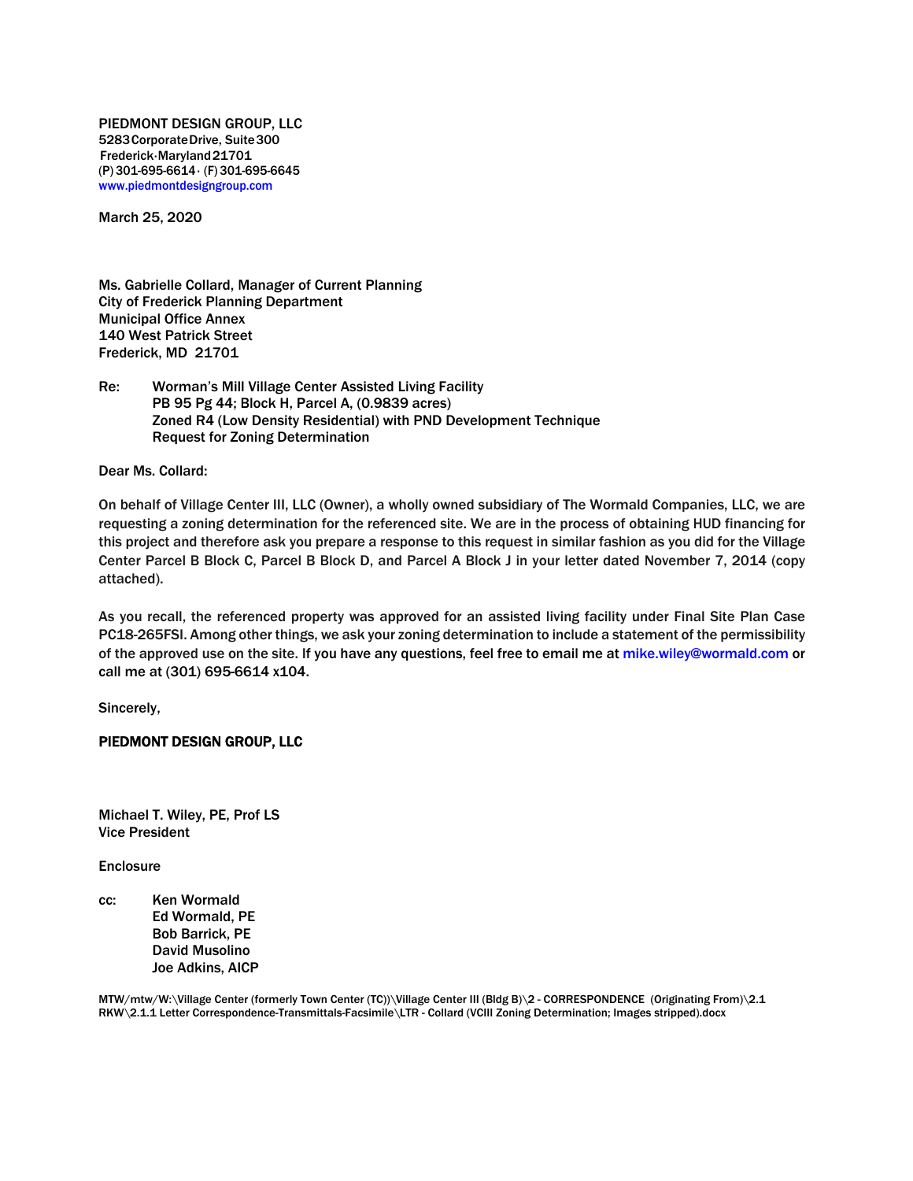PIEDMONT DESIGN GROUP, LLC
5283 Corporate Drive, Suite 300
Frederick·Maryland 21701
(P) 301-695-6614 · (F) 301-695-6645
www.piedmontdesigngroup.com

March 25, 2020

Ms. Gabrielle Collard, Manager of Current Planning
City of Frederick Planning Department
Municipal Office Annex
140 West Patrick Street
Frederick, MD 21701

Re: Worman's Mill Village Center Assisted Living Facility
PB 95 Pg 44; Block H, Parcel A, (0.9839 acres)
Zoned R4 (Low Density Residential) with PND Development Technique
Request for Zoning Determination

Dear Ms. Collard:

On behalf of Village Center III, LLC (Owner), a wholly owned subsidiary of The Wormald Companies, LLC, we are requesting a zoning determination for the referenced site. We are in the process of obtaining HUD financing for this project and therefore ask you prepare a response to this request in similar fashion as you did for the Village Center Parcel B Block C, Parcel B Block D, and Parcel A Block J in your letter dated November 7, 2014 (copy attached).

As you recall, the referenced property was approved for an assisted living facility under Final Site Plan Case PC18-265FSI. Among other things, we ask your zoning determination to include a statement of the permissibility of the approved use on the site. If you have any questions, feel free to email me at mike.wiley@wormald.com or call me at (301) 695-6614 x104.

Sincerely,

PIEDMONT DESIGN GROUP, LLC

Michael T. Wiley, PE, Prof LS
Vice President

Enclosure

cc: Ken Wormald
Ed Wormald, PE
Bob Barrick, PE
David Musolino
Joe Adkins, AICP

MTW/mtw/W:\Village Center (formerly Town Center (TC))\Village Center III (Bldg B)\2 - CORRESPONDENCE (Originating From)\2.1 RKW\2.1.1 Letter Correspondence-Transmittals-Facsimile\LTR - Collard (VCIII Zoning Determination; Images stripped).docx